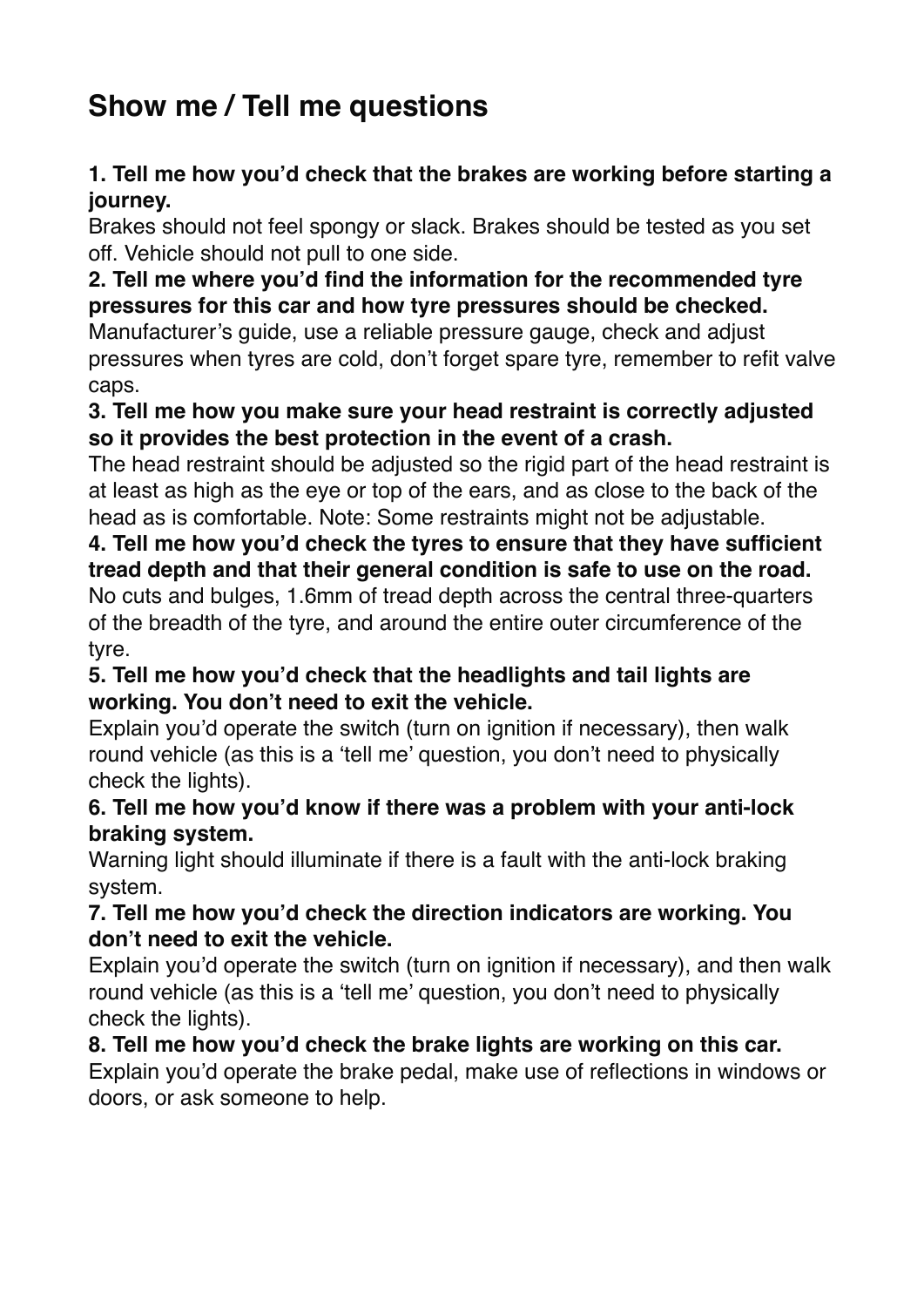# Show me / Tell me questions

**1. Tell me how you'd check that the brakes are working before starting a journey.**
Brakes should not feel spongy or slack. Brakes should be tested as you set off. Vehicle should not pull to one side.

**2. Tell me where you'd find the information for the recommended tyre pressures for this car and how tyre pressures should be checked.**
Manufacturer's guide, use a reliable pressure gauge, check and adjust pressures when tyres are cold, don't forget spare tyre, remember to refit valve caps.

**3. Tell me how you make sure your head restraint is correctly adjusted so it provides the best protection in the event of a crash.**
The head restraint should be adjusted so the rigid part of the head restraint is at least as high as the eye or top of the ears, and as close to the back of the head as is comfortable. Note: Some restraints might not be adjustable.

**4. Tell me how you'd check the tyres to ensure that they have sufficient tread depth and that their general condition is safe to use on the road.**
No cuts and bulges, 1.6mm of tread depth across the central three-quarters of the breadth of the tyre, and around the entire outer circumference of the tyre.

**5. Tell me how you'd check that the headlights and tail lights are working. You don't need to exit the vehicle.**
Explain you'd operate the switch (turn on ignition if necessary), then walk round vehicle (as this is a 'tell me' question, you don't need to physically check the lights).

**6. Tell me how you'd know if there was a problem with your anti-lock braking system.**
Warning light should illuminate if there is a fault with the anti-lock braking system.

**7. Tell me how you'd check the direction indicators are working. You don't need to exit the vehicle.**
Explain you'd operate the switch (turn on ignition if necessary), and then walk round vehicle (as this is a 'tell me' question, you don't need to physically check the lights).

**8. Tell me how you'd check the brake lights are working on this car.**
Explain you'd operate the brake pedal, make use of reflections in windows or doors, or ask someone to help.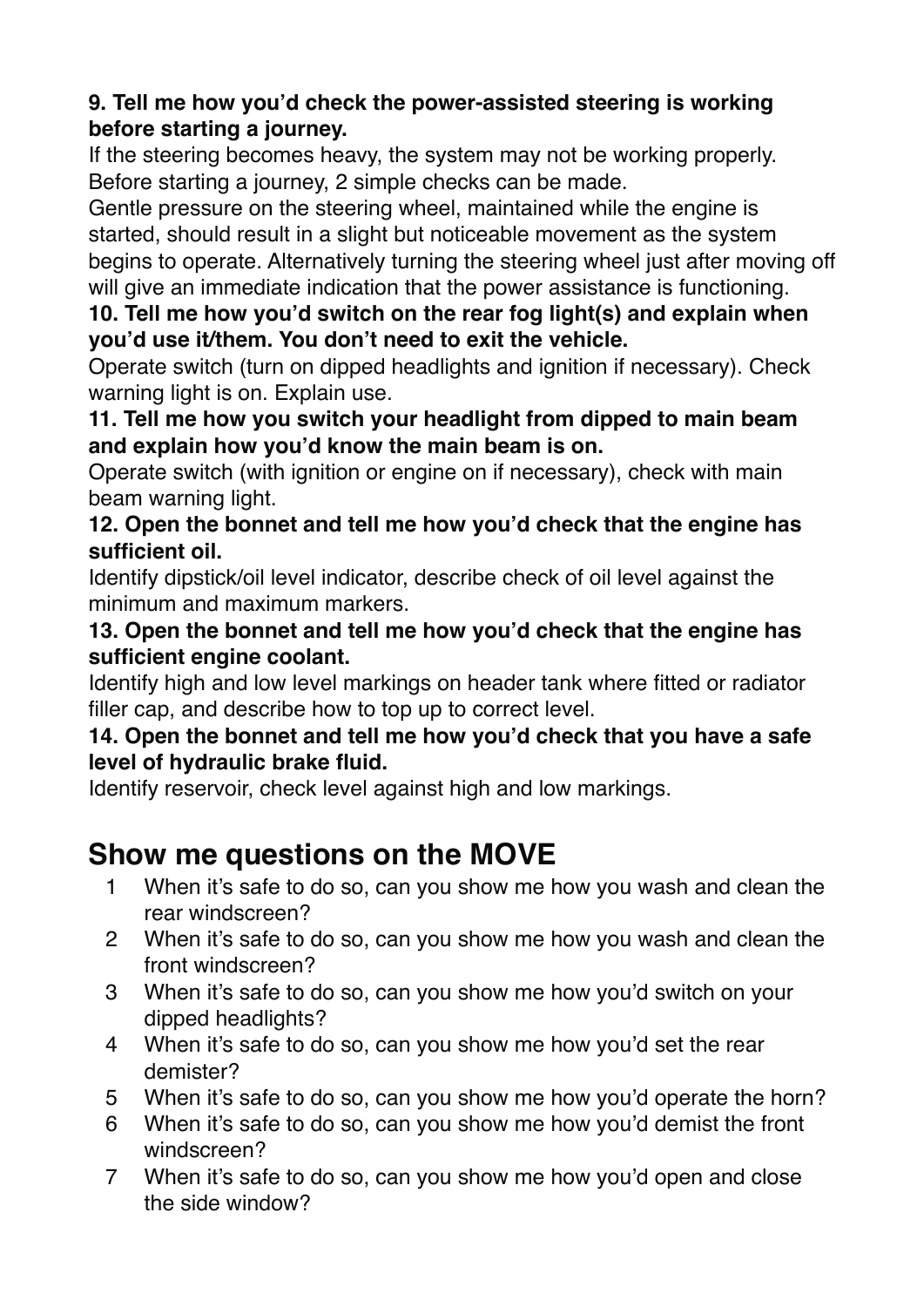**9. Tell me how you'd check the power-assisted steering is working before starting a journey.**

If the steering becomes heavy, the system may not be working properly. Before starting a journey, 2 simple checks can be made.

Gentle pressure on the steering wheel, maintained while the engine is started, should result in a slight but noticeable movement as the system begins to operate. Alternatively turning the steering wheel just after moving off will give an immediate indication that the power assistance is functioning.

**10. Tell me how you'd switch on the rear fog light(s) and explain when you'd use it/them. You don't need to exit the vehicle.**

Operate switch (turn on dipped headlights and ignition if necessary). Check warning light is on. Explain use.

**11. Tell me how you switch your headlight from dipped to main beam and explain how you'd know the main beam is on.**

Operate switch (with ignition or engine on if necessary), check with main beam warning light.

**12. Open the bonnet and tell me how you'd check that the engine has sufficient oil.**

Identify dipstick/oil level indicator, describe check of oil level against the minimum and maximum markers.

**13. Open the bonnet and tell me how you'd check that the engine has sufficient engine coolant.**

Identify high and low level markings on header tank where fitted or radiator filler cap, and describe how to top up to correct level.

**14. Open the bonnet and tell me how you'd check that you have a safe level of hydraulic brake fluid.**

Identify reservoir, check level against high and low markings.

## Show me questions on the MOVE

1. When it's safe to do so, can you show me how you wash and clean the rear windscreen?
2. When it's safe to do so, can you show me how you wash and clean the front windscreen?
3. When it's safe to do so, can you show me how you'd switch on your dipped headlights?
4. When it's safe to do so, can you show me how you'd set the rear demister?
5. When it's safe to do so, can you show me how you'd operate the horn?
6. When it's safe to do so, can you show me how you'd demist the front windscreen?
7. When it's safe to do so, can you show me how you'd open and close the side window?